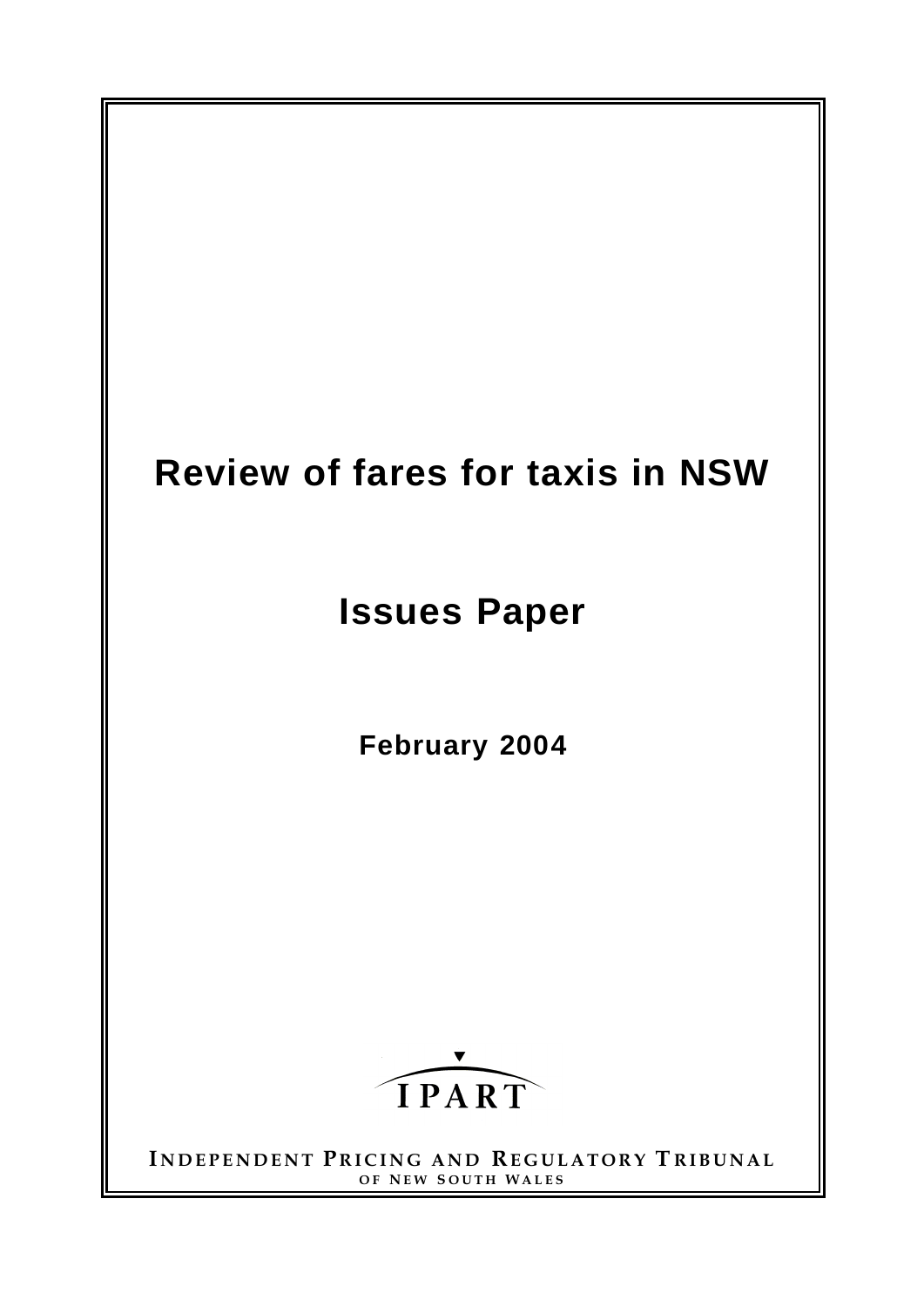# Review of fares for taxis in NSW

## Issues Paper

**February 2004**

IPART

**INDEPENDENT PRICING AND REGULATORY TRIBUNAL**
**OF NEW SOUTH WALES**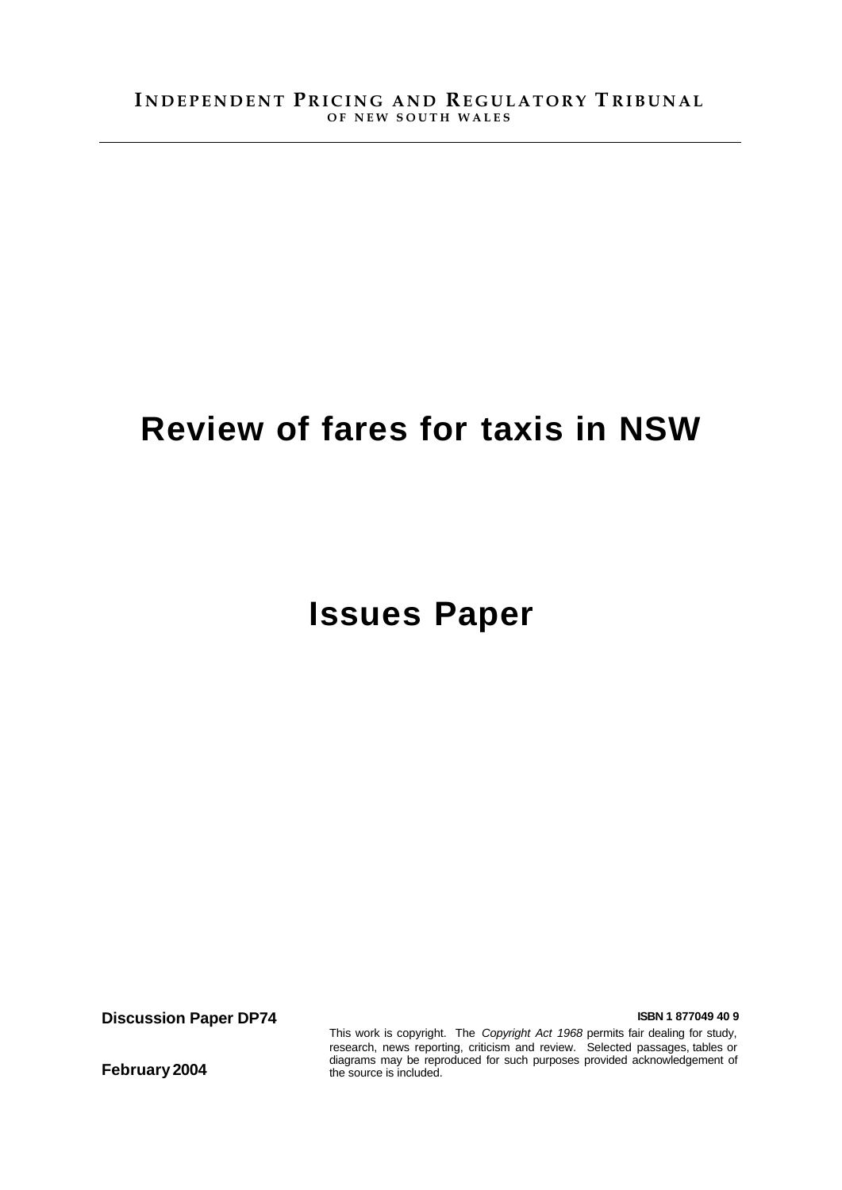**INDEPENDENT PRICING AND REGULATORY TRIBUNAL**
**OF NEW SOUTH WALES**

# Review of fares for taxis in NSW

# Issues Paper

**Discussion Paper DP74**

**February 2004**

**ISBN 1 877049 40 9**

This work is copyright. The *Copyright Act 1968* permits fair dealing for study, research, news reporting, criticism and review. Selected passages, tables or diagrams may be reproduced for such purposes provided acknowledgement of the source is included.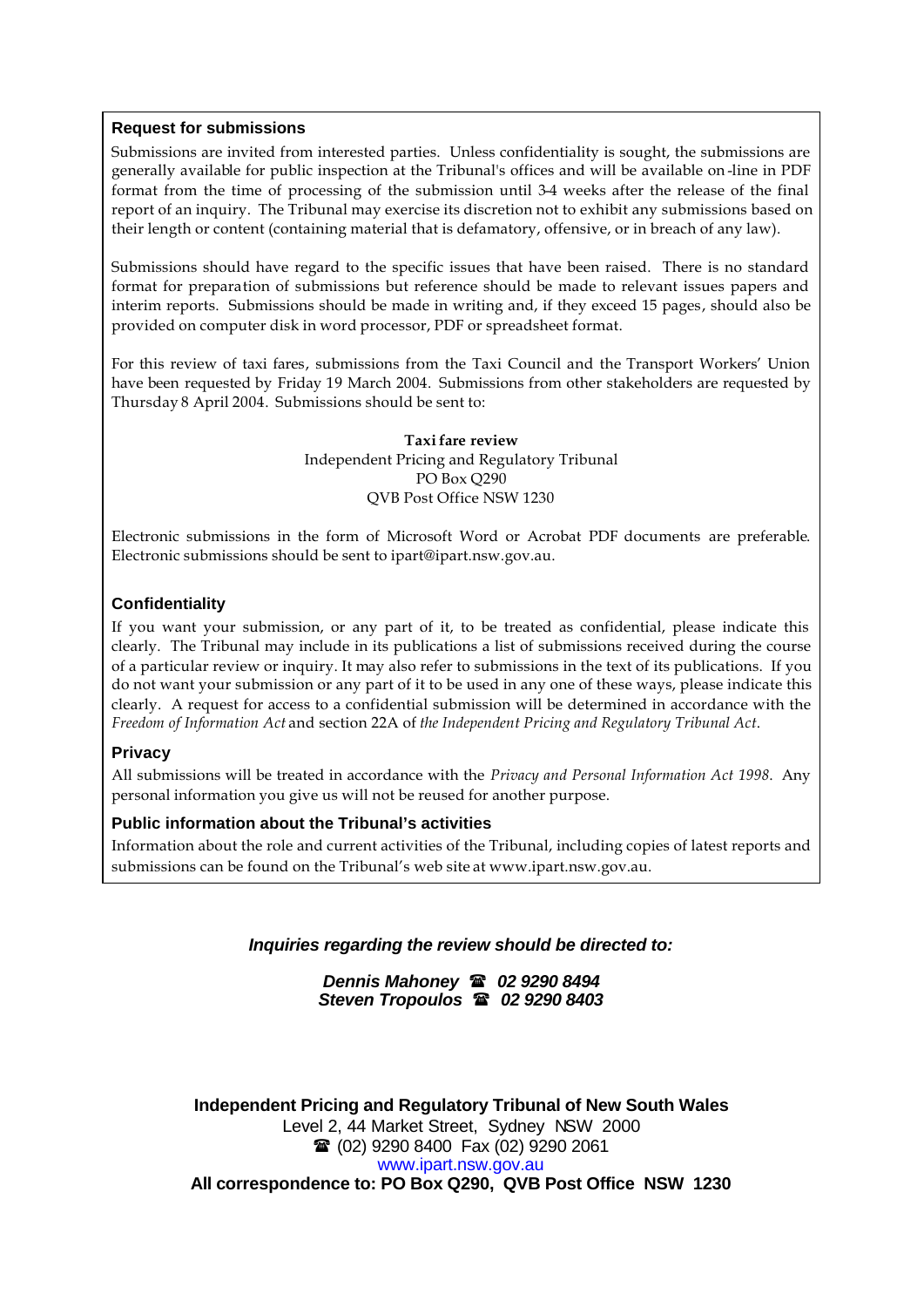### Request for submissions

Submissions are invited from interested parties. Unless confidentiality is sought, the submissions are generally available for public inspection at the Tribunal's offices and will be available on-line in PDF format from the time of processing of the submission until 3-4 weeks after the release of the final report of an inquiry. The Tribunal may exercise its discretion not to exhibit any submissions based on their length or content (containing material that is defamatory, offensive, or in breach of any law).

Submissions should have regard to the specific issues that have been raised. There is no standard format for preparation of submissions but reference should be made to relevant issues papers and interim reports. Submissions should be made in writing and, if they exceed 15 pages, should also be provided on computer disk in word processor, PDF or spreadsheet format.

For this review of taxi fares, submissions from the Taxi Council and the Transport Workers' Union have been requested by Friday 19 March 2004. Submissions from other stakeholders are requested by Thursday 8 April 2004. Submissions should be sent to:

**Taxi fare review**
Independent Pricing and Regulatory Tribunal
PO Box Q290
QVB Post Office NSW 1230

Electronic submissions in the form of Microsoft Word or Acrobat PDF documents are preferable. Electronic submissions should be sent to ipart@ipart.nsw.gov.au.

### Confidentiality

If you want your submission, or any part of it, to be treated as confidential, please indicate this clearly. The Tribunal may include in its publications a list of submissions received during the course of a particular review or inquiry. It may also refer to submissions in the text of its publications. If you do not want your submission or any part of it to be used in any one of these ways, please indicate this clearly. A request for access to a confidential submission will be determined in accordance with the *Freedom of Information Act* and section 22A of *the Independent Pricing and Regulatory Tribunal Act*.

### Privacy

All submissions will be treated in accordance with the *Privacy and Personal Information Act 1998*. Any personal information you give us will not be reused for another purpose.

### Public information about the Tribunal's activities

Information about the role and current activities of the Tribunal, including copies of latest reports and submissions can be found on the Tribunal's web site at www.ipart.nsw.gov.au.

***Inquiries regarding the review should be directed to:***

***Dennis Mahoney ☎ 02 9290 8494***
***Steven Tropoulos ☎ 02 9290 8403***

**Independent Pricing and Regulatory Tribunal of New South Wales**
Level 2, 44 Market Street, Sydney NSW 2000
☎ (02) 9290 8400 Fax (02) 9290 2061
www.ipart.nsw.gov.au
**All correspondence to: PO Box Q290, QVB Post Office NSW 1230**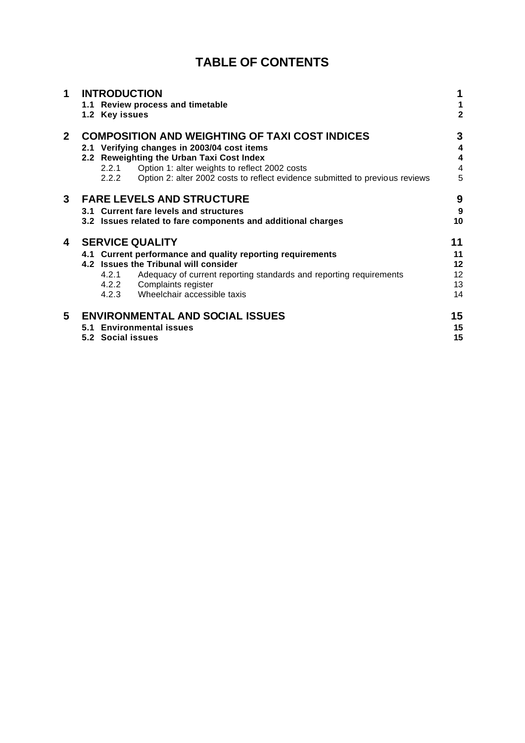# TABLE OF CONTENTS

| | | |
|---|---|---|
| **1** | **INTRODUCTION** | **1** |
| | **1.1 Review process and timetable** | **1** |
| | **1.2 Key issues** | **2** |
| **2** | **COMPOSITION AND WEIGHTING OF TAXI COST INDICES** | **3** |
| | **2.1 Verifying changes in 2003/04 cost items** | **4** |
| | **2.2 Reweighting the Urban Taxi Cost Index** | **4** |
| | 2.2.1 Option 1: alter weights to reflect 2002 costs | 4 |
| | 2.2.2 Option 2: alter 2002 costs to reflect evidence submitted to previous reviews | 5 |
| **3** | **FARE LEVELS AND STRUCTURE** | **9** |
| | **3.1 Current fare levels and structures** | **9** |
| | **3.2 Issues related to fare components and additional charges** | **10** |
| **4** | **SERVICE QUALITY** | **11** |
| | **4.1 Current performance and quality reporting requirements** | **11** |
| | **4.2 Issues the Tribunal will consider** | **12** |
| | 4.2.1 Adequacy of current reporting standards and reporting requirements | 12 |
| | 4.2.2 Complaints register | 13 |
| | 4.2.3 Wheelchair accessible taxis | 14 |
| **5** | **ENVIRONMENTAL AND SOCIAL ISSUES** | **15** |
| | **5.1 Environmental issues** | **15** |
| | **5.2 Social issues** | **15** |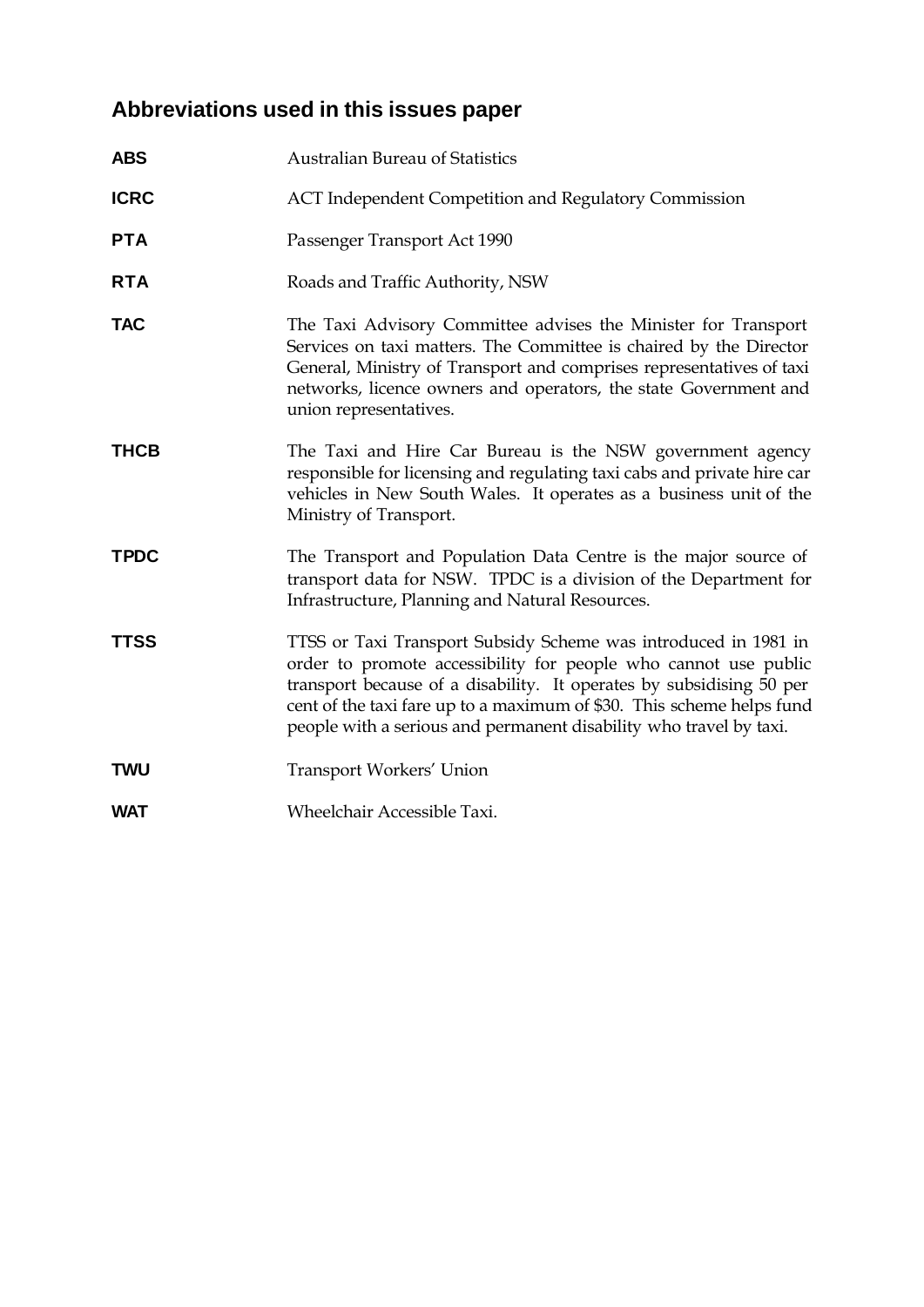## Abbreviations used in this issues paper

| | |
|---|---|
| **ABS** | Australian Bureau of Statistics |
| **ICRC** | ACT Independent Competition and Regulatory Commission |
| **PTA** | Passenger Transport Act 1990 |
| **RTA** | Roads and Traffic Authority, NSW |
| **TAC** | The Taxi Advisory Committee advises the Minister for Transport Services on taxi matters. The Committee is chaired by the Director General, Ministry of Transport and comprises representatives of taxi networks, licence owners and operators, the state Government and union representatives. |
| **THCB** | The Taxi and Hire Car Bureau is the NSW government agency responsible for licensing and regulating taxi cabs and private hire car vehicles in New South Wales. It operates as a business unit of the Ministry of Transport. |
| **TPDC** | The Transport and Population Data Centre is the major source of transport data for NSW. TPDC is a division of the Department for Infrastructure, Planning and Natural Resources. |
| **TTSS** | TTSS or Taxi Transport Subsidy Scheme was introduced in 1981 in order to promote accessibility for people who cannot use public transport because of a disability. It operates by subsidising 50 per cent of the taxi fare up to a maximum of $30. This scheme helps fund people with a serious and permanent disability who travel by taxi. |
| **TWU** | Transport Workers' Union |
| **WAT** | Wheelchair Accessible Taxi. |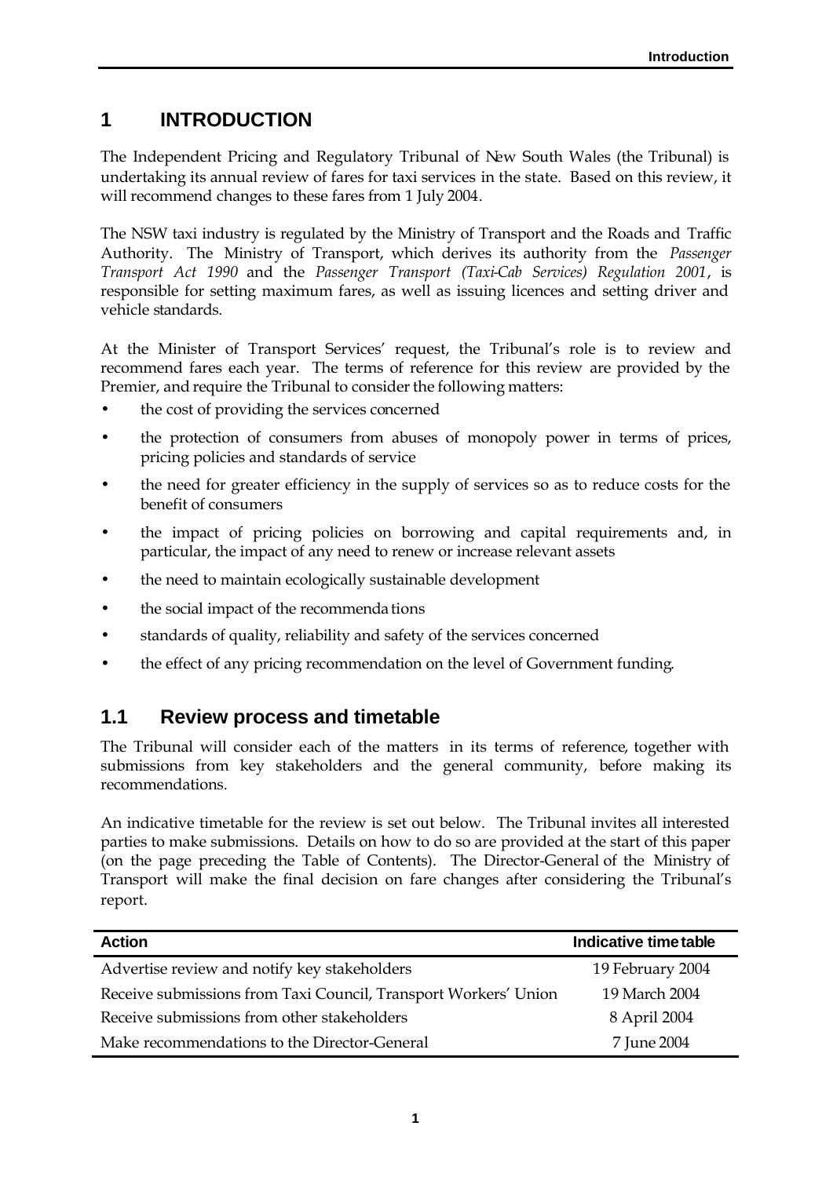# 1 INTRODUCTION

The Independent Pricing and Regulatory Tribunal of New South Wales (the Tribunal) is undertaking its annual review of fares for taxi services in the state. Based on this review, it will recommend changes to these fares from 1 July 2004.

The NSW taxi industry is regulated by the Ministry of Transport and the Roads and Traffic Authority. The Ministry of Transport, which derives its authority from the *Passenger Transport Act 1990* and the *Passenger Transport (Taxi-Cab Services) Regulation 2001*, is responsible for setting maximum fares, as well as issuing licences and setting driver and vehicle standards.

At the Minister of Transport Services' request, the Tribunal's role is to review and recommend fares each year. The terms of reference for this review are provided by the Premier, and require the Tribunal to consider the following matters:

- the cost of providing the services concerned
- the protection of consumers from abuses of monopoly power in terms of prices, pricing policies and standards of service
- the need for greater efficiency in the supply of services so as to reduce costs for the benefit of consumers
- the impact of pricing policies on borrowing and capital requirements and, in particular, the impact of any need to renew or increase relevant assets
- the need to maintain ecologically sustainable development
- the social impact of the recommendations
- standards of quality, reliability and safety of the services concerned
- the effect of any pricing recommendation on the level of Government funding.

## 1.1 Review process and timetable

The Tribunal will consider each of the matters in its terms of reference, together with submissions from key stakeholders and the general community, before making its recommendations.

An indicative timetable for the review is set out below. The Tribunal invites all interested parties to make submissions. Details on how to do so are provided at the start of this paper (on the page preceding the Table of Contents). The Director-General of the Ministry of Transport will make the final decision on fare changes after considering the Tribunal's report.

| Action | Indicative timetable |
|---|---|
| Advertise review and notify key stakeholders | 19 February 2004 |
| Receive submissions from Taxi Council, Transport Workers' Union | 19 March 2004 |
| Receive submissions from other stakeholders | 8 April 2004 |
| Make recommendations to the Director-General | 7 June 2004 |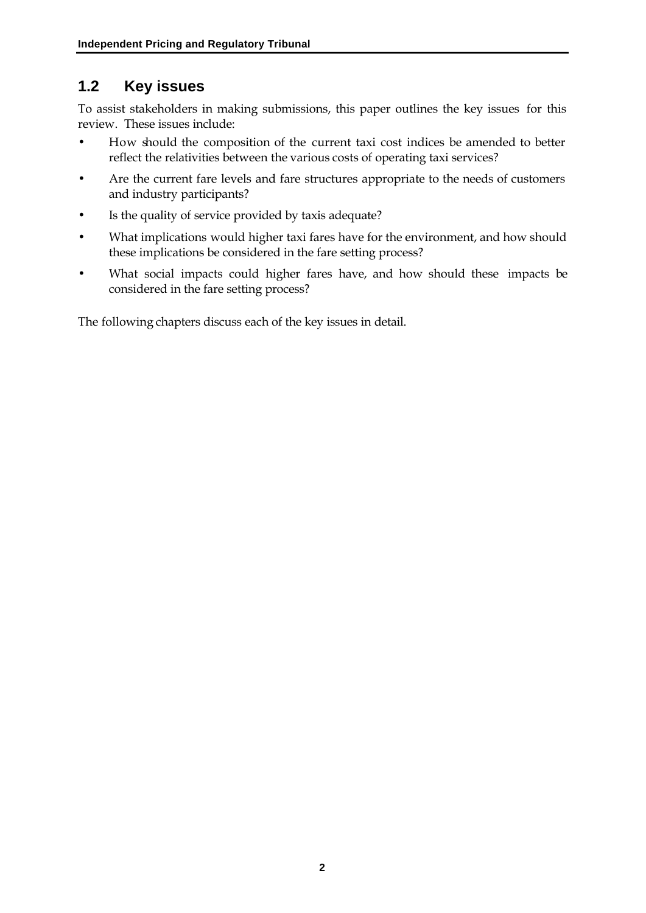## 1.2 Key issues

To assist stakeholders in making submissions, this paper outlines the key issues for this review. These issues include:

- How should the composition of the current taxi cost indices be amended to better reflect the relativities between the various costs of operating taxi services?
- Are the current fare levels and fare structures appropriate to the needs of customers and industry participants?
- Is the quality of service provided by taxis adequate?
- What implications would higher taxi fares have for the environment, and how should these implications be considered in the fare setting process?
- What social impacts could higher fares have, and how should these impacts be considered in the fare setting process?

The following chapters discuss each of the key issues in detail.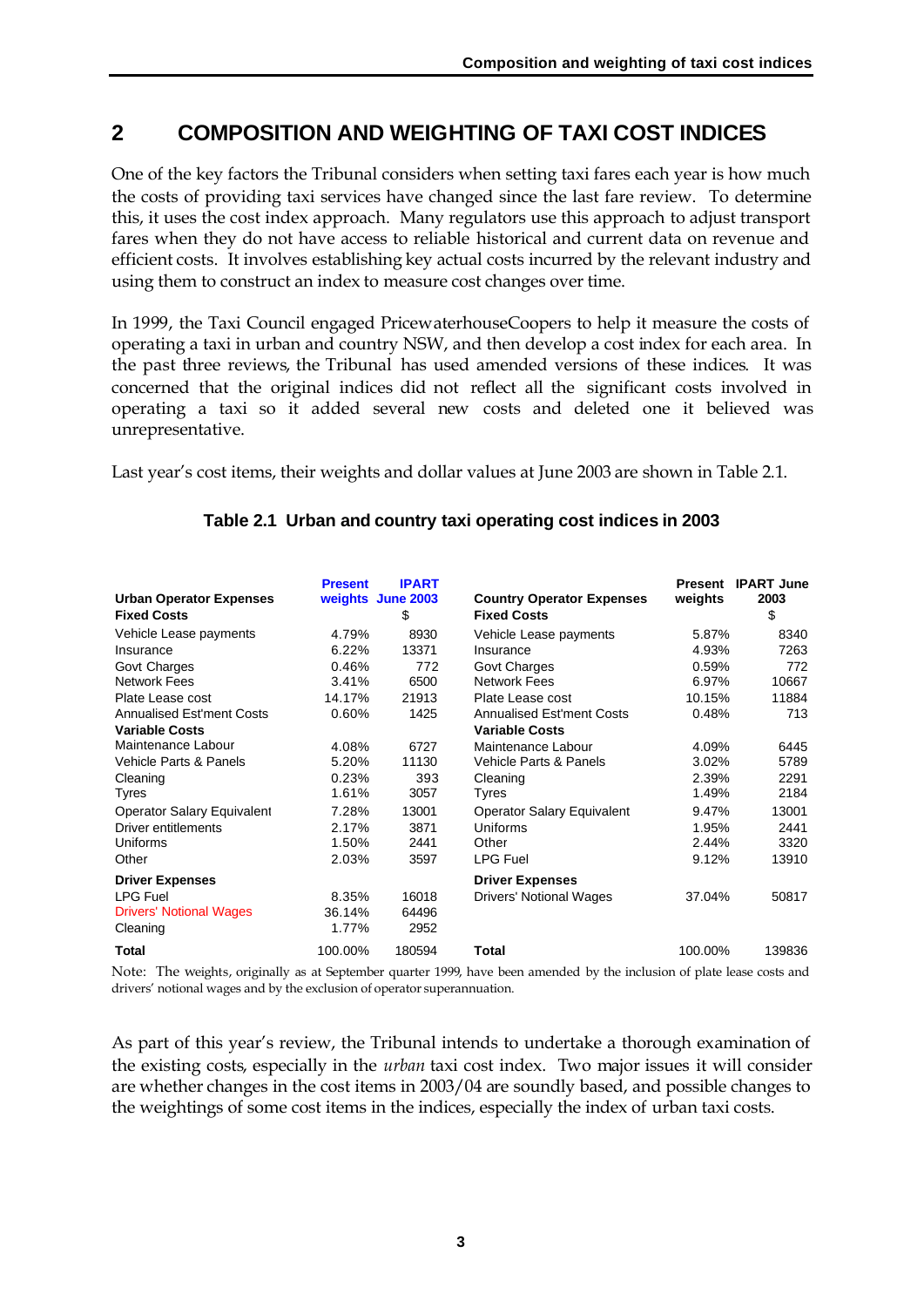## 2 COMPOSITION AND WEIGHTING OF TAXI COST INDICES

One of the key factors the Tribunal considers when setting taxi fares each year is how much the costs of providing taxi services have changed since the last fare review. To determine this, it uses the cost index approach. Many regulators use this approach to adjust transport fares when they do not have access to reliable historical and current data on revenue and efficient costs. It involves establishing key actual costs incurred by the relevant industry and using them to construct an index to measure cost changes over time.

In 1999, the Taxi Council engaged PricewaterhouseCoopers to help it measure the costs of operating a taxi in urban and country NSW, and then develop a cost index for each area. In the past three reviews, the Tribunal has used amended versions of these indices. It was concerned that the original indices did not reflect all the significant costs involved in operating a taxi so it added several new costs and deleted one it believed was unrepresentative.

Last year's cost items, their weights and dollar values at June 2003 are shown in Table 2.1.

**Table 2.1 Urban and country taxi operating cost indices in 2003**

| Urban Operator Expenses | Present weights | IPART June 2003 | Country Operator Expenses | Present weights | IPART June 2003 |
|---|---|---|---|---|---|
| **Fixed Costs** | | $ | **Fixed Costs** | | $ |
| Vehicle Lease payments | 4.79% | 8930 | Vehicle Lease payments | 5.87% | 8340 |
| Insurance | 6.22% | 13371 | Insurance | 4.93% | 7263 |
| Govt Charges | 0.46% | 772 | Govt Charges | 0.59% | 772 |
| Network Fees | 3.41% | 6500 | Network Fees | 6.97% | 10667 |
| Plate Lease cost | 14.17% | 21913 | Plate Lease cost | 10.15% | 11884 |
| Annualised Est'ment Costs | 0.60% | 1425 | Annualised Est'ment Costs | 0.48% | 713 |
| **Variable Costs** | | | **Variable Costs** | | |
| Maintenance Labour | 4.08% | 6727 | Maintenance Labour | 4.09% | 6445 |
| Vehicle Parts & Panels | 5.20% | 11130 | Vehicle Parts & Panels | 3.02% | 5789 |
| Cleaning | 0.23% | 393 | Cleaning | 2.39% | 2291 |
| Tyres | 1.61% | 3057 | Tyres | 1.49% | 2184 |
| Operator Salary Equivalent | 7.28% | 13001 | Operator Salary Equivalent | 9.47% | 13001 |
| Driver entitlements | 2.17% | 3871 | Uniforms | 1.95% | 2441 |
| Uniforms | 1.50% | 2441 | Other | 2.44% | 3320 |
| Other | 2.03% | 3597 | LPG Fuel | 9.12% | 13910 |
| **Driver Expenses** | | | **Driver Expenses** | | |
| LPG Fuel | 8.35% | 16018 | Drivers' Notional Wages | 37.04% | 50817 |
| Drivers' Notional Wages | 36.14% | 64496 | | | |
| Cleaning | 1.77% | 2952 | | | |
| **Total** | 100.00% | 180594 | **Total** | 100.00% | 139836 |

Note: The weights, originally as at September quarter 1999, have been amended by the inclusion of plate lease costs and drivers' notional wages and by the exclusion of operator superannuation.

As part of this year's review, the Tribunal intends to undertake a thorough examination of the existing costs, especially in the *urban* taxi cost index. Two major issues it will consider are whether changes in the cost items in 2003/04 are soundly based, and possible changes to the weightings of some cost items in the indices, especially the index of urban taxi costs.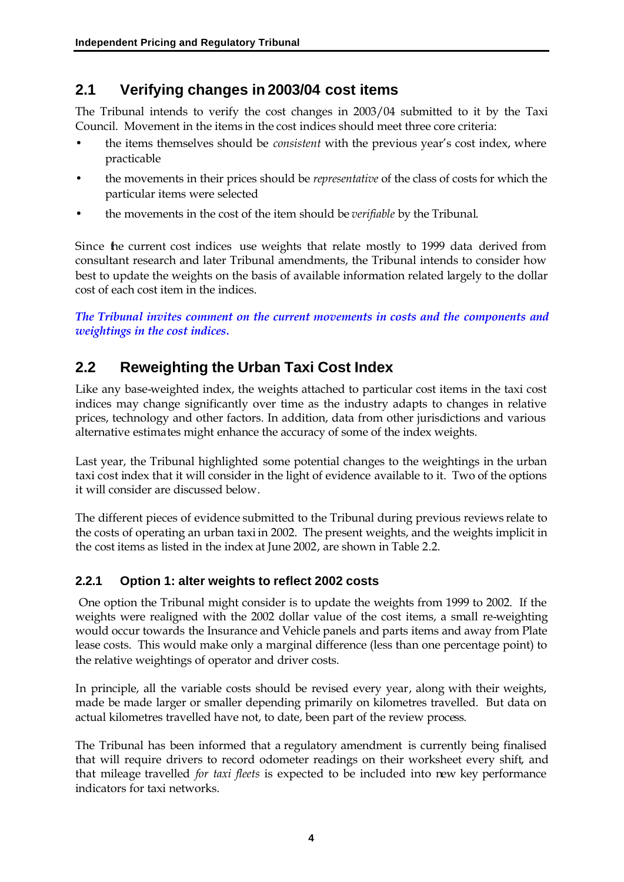## 2.1 Verifying changes in 2003/04 cost items

The Tribunal intends to verify the cost changes in 2003/04 submitted to it by the Taxi Council. Movement in the items in the cost indices should meet three core criteria:

- the items themselves should be *consistent* with the previous year's cost index, where practicable
- the movements in their prices should be *representative* of the class of costs for which the particular items were selected
- the movements in the cost of the item should be *verifiable* by the Tribunal.

Since the current cost indices use weights that relate mostly to 1999 data derived from consultant research and later Tribunal amendments, the Tribunal intends to consider how best to update the weights on the basis of available information related largely to the dollar cost of each cost item in the indices.

***The Tribunal invites comment on the current movements in costs and the components and weightings in the cost indices.***

## 2.2 Reweighting the Urban Taxi Cost Index

Like any base-weighted index, the weights attached to particular cost items in the taxi cost indices may change significantly over time as the industry adapts to changes in relative prices, technology and other factors. In addition, data from other jurisdictions and various alternative estimates might enhance the accuracy of some of the index weights.

Last year, the Tribunal highlighted some potential changes to the weightings in the urban taxi cost index that it will consider in the light of evidence available to it. Two of the options it will consider are discussed below.

The different pieces of evidence submitted to the Tribunal during previous reviews relate to the costs of operating an urban taxi in 2002. The present weights, and the weights implicit in the cost items as listed in the index at June 2002, are shown in Table 2.2.

### 2.2.1 Option 1: alter weights to reflect 2002 costs

One option the Tribunal might consider is to update the weights from 1999 to 2002. If the weights were realigned with the 2002 dollar value of the cost items, a small re-weighting would occur towards the Insurance and Vehicle panels and parts items and away from Plate lease costs. This would make only a marginal difference (less than one percentage point) to the relative weightings of operator and driver costs.

In principle, all the variable costs should be revised every year, along with their weights, made be made larger or smaller depending primarily on kilometres travelled. But data on actual kilometres travelled have not, to date, been part of the review process.

The Tribunal has been informed that a regulatory amendment is currently being finalised that will require drivers to record odometer readings on their worksheet every shift, and that mileage travelled *for taxi fleets* is expected to be included into new key performance indicators for taxi networks.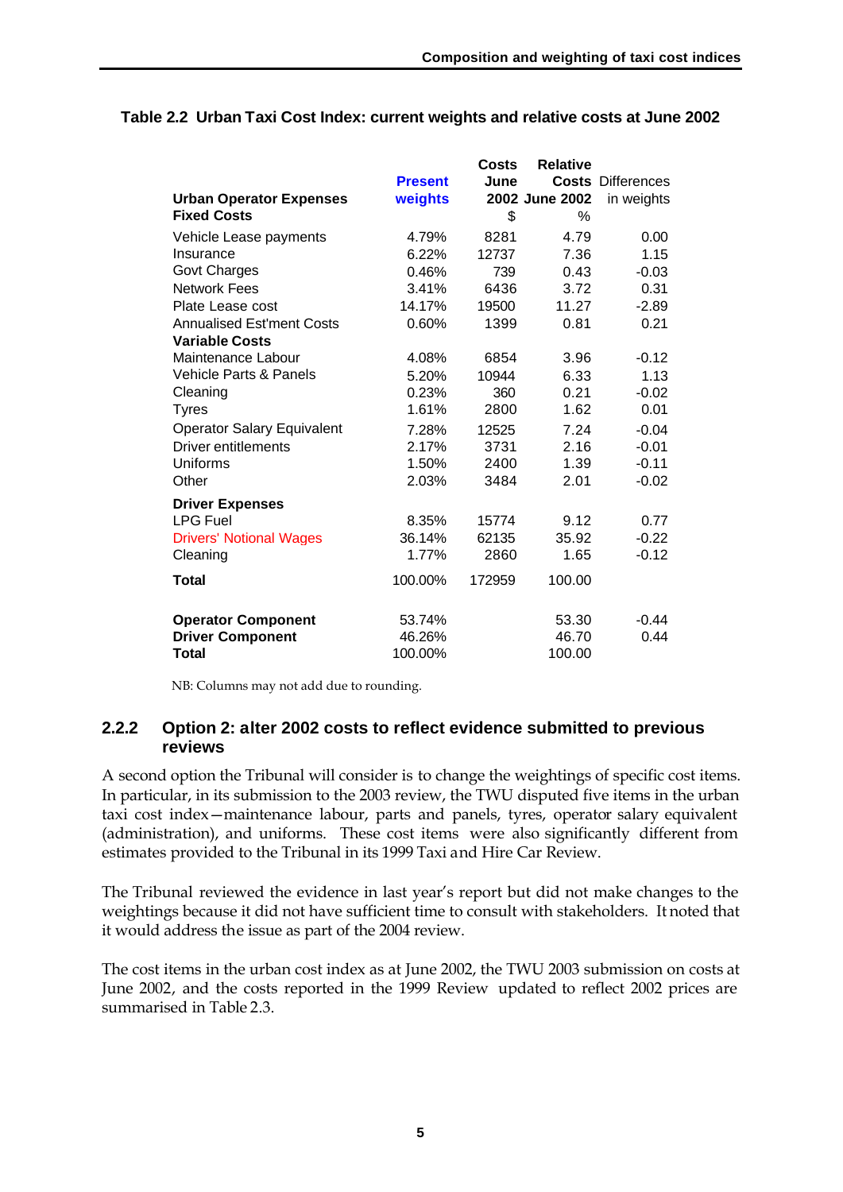**Table 2.2 Urban Taxi Cost Index: current weights and relative costs at June 2002**

| Urban Operator Expenses | Present weights | Costs June 2002 $ | Relative Costs June 2002 % | Differences in weights |
|---|---|---|---|---|
| **Fixed Costs** | | | | |
| Vehicle Lease payments | 4.79% | 8281 | 4.79 | 0.00 |
| Insurance | 6.22% | 12737 | 7.36 | 1.15 |
| Govt Charges | 0.46% | 739 | 0.43 | -0.03 |
| Network Fees | 3.41% | 6436 | 3.72 | 0.31 |
| Plate Lease cost | 14.17% | 19500 | 11.27 | -2.89 |
| Annualised Est'ment Costs | 0.60% | 1399 | 0.81 | 0.21 |
| **Variable Costs** | | | | |
| Maintenance Labour | 4.08% | 6854 | 3.96 | -0.12 |
| Vehicle Parts & Panels | 5.20% | 10944 | 6.33 | 1.13 |
| Cleaning | 0.23% | 360 | 0.21 | -0.02 |
| Tyres | 1.61% | 2800 | 1.62 | 0.01 |
| Operator Salary Equivalent | 7.28% | 12525 | 7.24 | -0.04 |
| Driver entitlements | 2.17% | 3731 | 2.16 | -0.01 |
| Uniforms | 1.50% | 2400 | 1.39 | -0.11 |
| Other | 2.03% | 3484 | 2.01 | -0.02 |
| **Driver Expenses** | | | | |
| LPG Fuel | 8.35% | 15774 | 9.12 | 0.77 |
| Drivers' Notional Wages | 36.14% | 62135 | 35.92 | -0.22 |
| Cleaning | 1.77% | 2860 | 1.65 | -0.12 |
| **Total** | 100.00% | 172959 | 100.00 | |
| | | | | |
| **Operator Component** | 53.74% | | 53.30 | -0.44 |
| **Driver Component** | 46.26% | | 46.70 | 0.44 |
| **Total** | 100.00% | | 100.00 | |

NB: Columns may not add due to rounding.

### 2.2.2 Option 2: alter 2002 costs to reflect evidence submitted to previous reviews

A second option the Tribunal will consider is to change the weightings of specific cost items. In particular, in its submission to the 2003 review, the TWU disputed five items in the urban taxi cost index—maintenance labour, parts and panels, tyres, operator salary equivalent (administration), and uniforms. These cost items were also significantly different from estimates provided to the Tribunal in its 1999 Taxi and Hire Car Review.

The Tribunal reviewed the evidence in last year's report but did not make changes to the weightings because it did not have sufficient time to consult with stakeholders. It noted that it would address the issue as part of the 2004 review.

The cost items in the urban cost index as at June 2002, the TWU 2003 submission on costs at June 2002, and the costs reported in the 1999 Review updated to reflect 2002 prices are summarised in Table 2.3.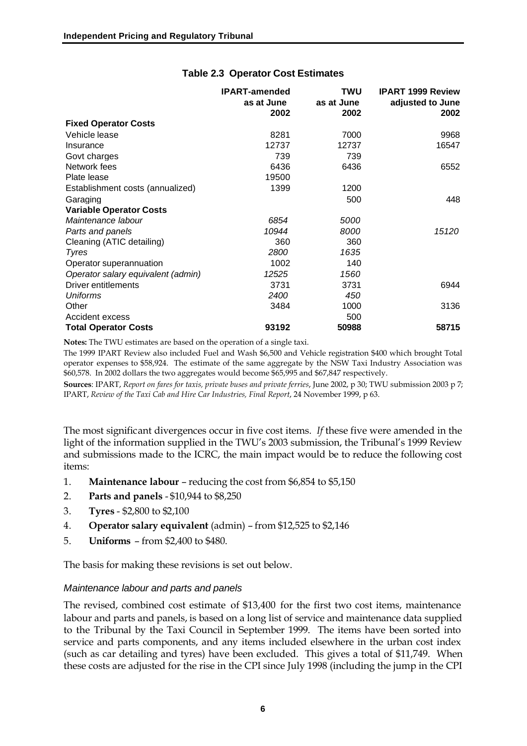### Table 2.3 Operator Cost Estimates

| | IPART-amended as at June 2002 | TWU as at June 2002 | IPART 1999 Review adjusted to June 2002 |
|---|---|---|---|
| **Fixed Operator Costs** | | | |
| Vehicle lease | 8281 | 7000 | 9968 |
| Insurance | 12737 | 12737 | 16547 |
| Govt charges | 739 | 739 | |
| Network fees | 6436 | 6436 | 6552 |
| Plate lease | 19500 | | |
| Establishment costs (annualized) | 1399 | 1200 | |
| Garaging | | 500 | 448 |
| **Variable Operator Costs** | | | |
| *Maintenance labour* | *6854* | *5000* | |
| *Parts and panels* | *10944* | *8000* | *15120* |
| Cleaning (ATIC detailing) | 360 | 360 | |
| *Tyres* | *2800* | *1635* | |
| Operator superannuation | 1002 | 140 | |
| *Operator salary equivalent (admin)* | *12525* | *1560* | |
| Driver entitlements | 3731 | 3731 | 6944 |
| *Uniforms* | *2400* | *450* | |
| Other | 3484 | 1000 | 3136 |
| Accident excess | | 500 | |
| **Total Operator Costs** | **93192** | **50988** | **58715** |

**Notes:** The TWU estimates are based on the operation of a single taxi.

The 1999 IPART Review also included Fuel and Wash $6,500 and Vehicle registration $400 which brought Total operator expenses to $58,924. The estimate of the same aggregate by the NSW Taxi Industry Association was $60,578. In 2002 dollars the two aggregates would become $65,995 and $67,847 respectively.

**Sources**: IPART, *Report on fares for taxis, private buses and private ferries*, June 2002, p 30; TWU submission 2003 p 7; IPART, *Review of the Taxi Cab and Hire Car Industries, Final Report*, 24 November 1999, p 63.

The most significant divergences occur in five cost items. *If* these five were amended in the light of the information supplied in the TWU's 2003 submission, the Tribunal's 1999 Review and submissions made to the ICRC, the main impact would be to reduce the following cost items:

1. **Maintenance labour** – reducing the cost from $6,854 to $5,150
2. **Parts and panels** - $10,944 to $8,250
3. **Tyres** - $2,800 to $2,100
4. **Operator salary equivalent** (admin) – from $12,525 to $2,146
5. **Uniforms** – from $2,400 to $480.

The basis for making these revisions is set out below.

#### *Maintenance labour and parts and panels*

The revised, combined cost estimate of $13,400 for the first two cost items, maintenance labour and parts and panels, is based on a long list of service and maintenance data supplied to the Tribunal by the Taxi Council in September 1999. The items have been sorted into service and parts components, and any items included elsewhere in the urban cost index (such as car detailing and tyres) have been excluded. This gives a total of $11,749. When these costs are adjusted for the rise in the CPI since July 1998 (including the jump in the CPI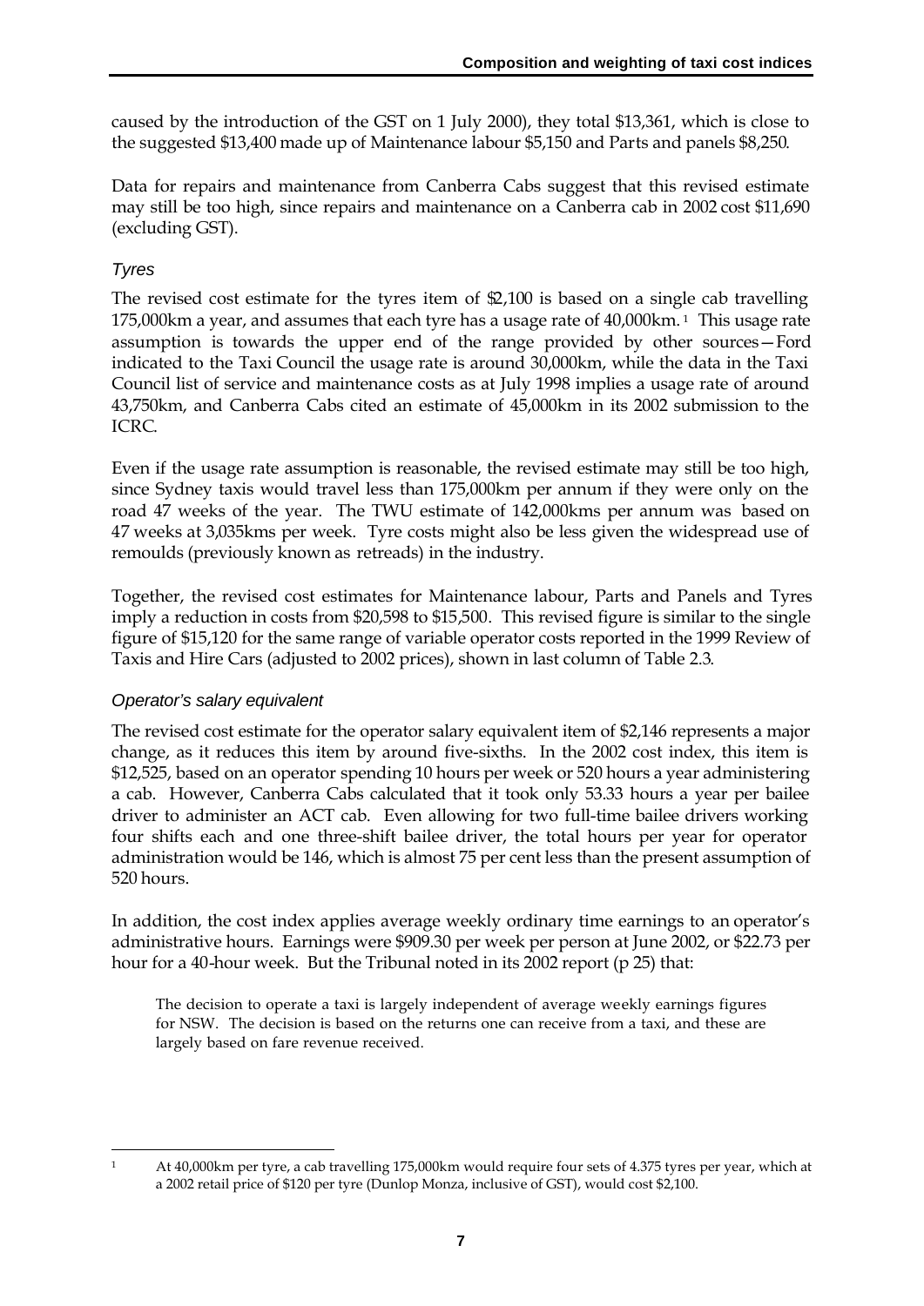caused by the introduction of the GST on 1 July 2000), they total $13,361, which is close to the suggested $13,400 made up of Maintenance labour $5,150 and Parts and panels $8,250.

Data for repairs and maintenance from Canberra Cabs suggest that this revised estimate may still be too high, since repairs and maintenance on a Canberra cab in 2002 cost $11,690 (excluding GST).

### *Tyres*

The revised cost estimate for the tyres item of $2,100 is based on a single cab travelling 175,000km a year, and assumes that each tyre has a usage rate of 40,000km.[1] This usage rate assumption is towards the upper end of the range provided by other sources—Ford indicated to the Taxi Council the usage rate is around 30,000km, while the data in the Taxi Council list of service and maintenance costs as at July 1998 implies a usage rate of around 43,750km, and Canberra Cabs cited an estimate of 45,000km in its 2002 submission to the ICRC.

Even if the usage rate assumption is reasonable, the revised estimate may still be too high, since Sydney taxis would travel less than 175,000km per annum if they were only on the road 47 weeks of the year. The TWU estimate of 142,000kms per annum was based on 47 weeks at 3,035kms per week. Tyre costs might also be less given the widespread use of remoulds (previously known as retreads) in the industry.

Together, the revised cost estimates for Maintenance labour, Parts and Panels and Tyres imply a reduction in costs from $20,598 to $15,500. This revised figure is similar to the single figure of $15,120 for the same range of variable operator costs reported in the 1999 Review of Taxis and Hire Cars (adjusted to 2002 prices), shown in last column of Table 2.3.

### *Operator's salary equivalent*

The revised cost estimate for the operator salary equivalent item of $2,146 represents a major change, as it reduces this item by around five-sixths. In the 2002 cost index, this item is $12,525, based on an operator spending 10 hours per week or 520 hours a year administering a cab. However, Canberra Cabs calculated that it took only 53.33 hours a year per bailee driver to administer an ACT cab. Even allowing for two full-time bailee drivers working four shifts each and one three-shift bailee driver, the total hours per year for operator administration would be 146, which is almost 75 per cent less than the present assumption of 520 hours.

In addition, the cost index applies average weekly ordinary time earnings to an operator's administrative hours. Earnings were $909.30 per week per person at June 2002, or $22.73 per hour for a 40-hour week. But the Tribunal noted in its 2002 report (p 25) that:

> The decision to operate a taxi is largely independent of average weekly earnings figures for NSW. The decision is based on the returns one can receive from a taxi, and these are largely based on fare revenue received.

---

[1] At 40,000km per tyre, a cab travelling 175,000km would require four sets of 4.375 tyres per year, which at a 2002 retail price of $120 per tyre (Dunlop Monza, inclusive of GST), would cost $2,100.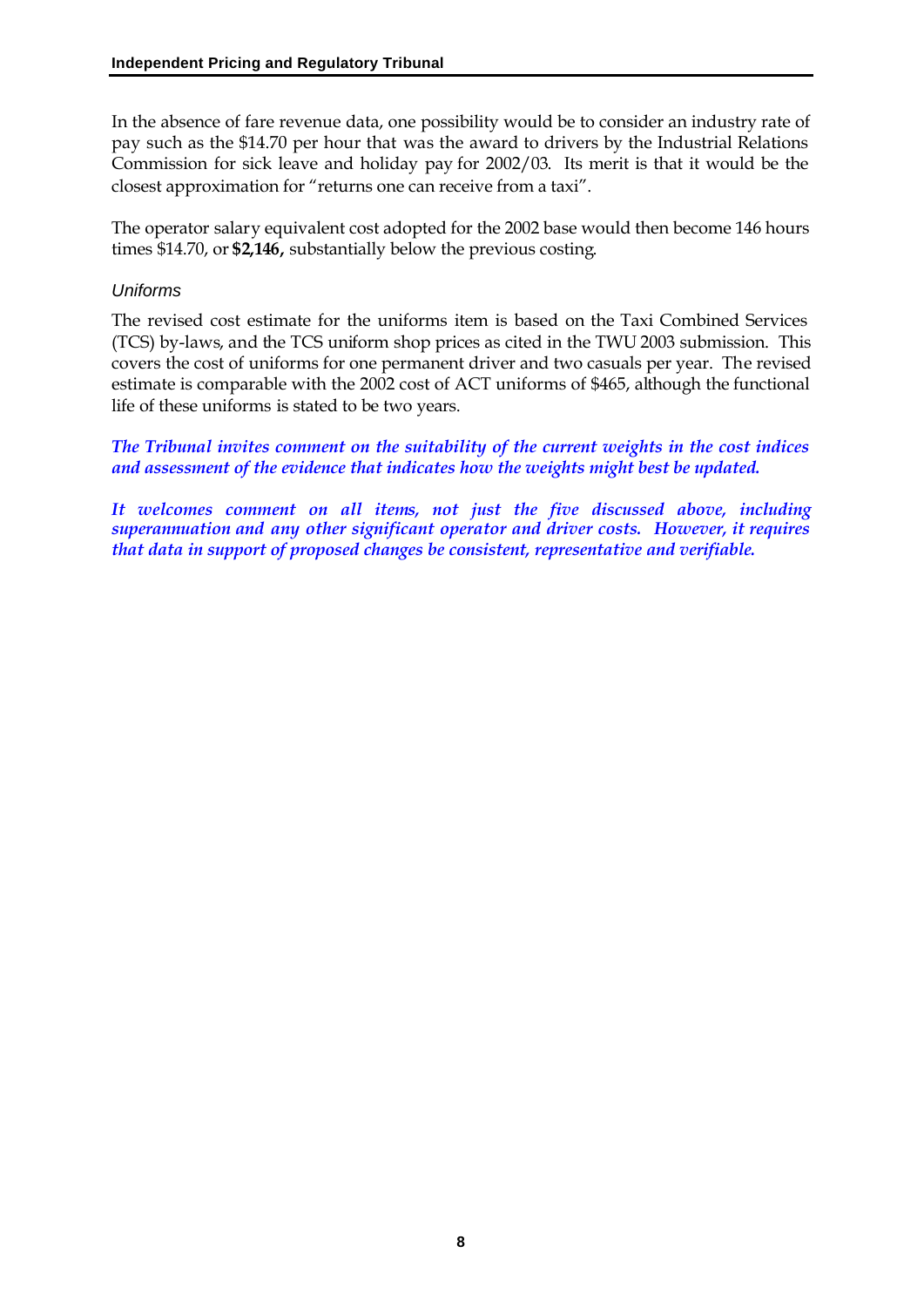In the absence of fare revenue data, one possibility would be to consider an industry rate of pay such as the $14.70 per hour that was the award to drivers by the Industrial Relations Commission for sick leave and holiday pay for 2002/03. Its merit is that it would be the closest approximation for "returns one can receive from a taxi".

The operator salary equivalent cost adopted for the 2002 base would then become 146 hours times $14.70, or **$2,146,** substantially below the previous costing.

### *Uniforms*

The revised cost estimate for the uniforms item is based on the Taxi Combined Services (TCS) by-laws, and the TCS uniform shop prices as cited in the TWU 2003 submission. This covers the cost of uniforms for one permanent driver and two casuals per year. The revised estimate is comparable with the 2002 cost of ACT uniforms of $465, although the functional life of these uniforms is stated to be two years.

***The Tribunal invites comment on the suitability of the current weights in the cost indices and assessment of the evidence that indicates how the weights might best be updated.***

***It welcomes comment on all items, not just the five discussed above, including superannuation and any other significant operator and driver costs. However, it requires that data in support of proposed changes be consistent, representative and verifiable.***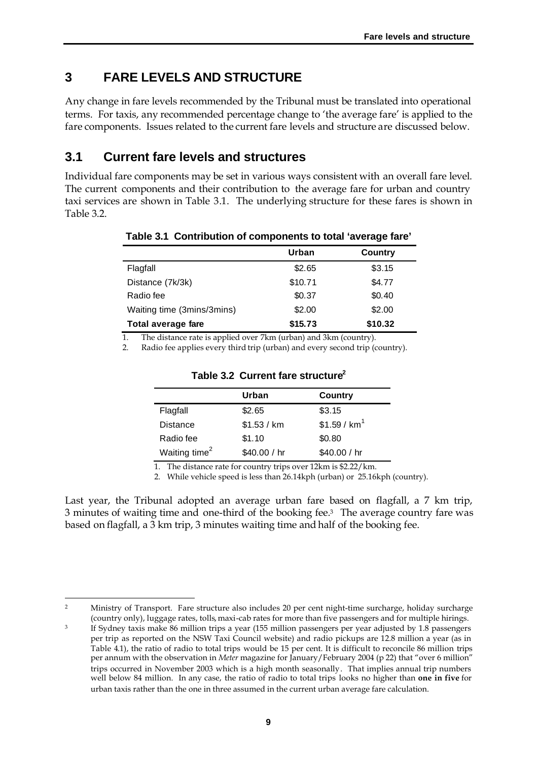# 3 FARE LEVELS AND STRUCTURE

Any change in fare levels recommended by the Tribunal must be translated into operational terms. For taxis, any recommended percentage change to 'the average fare' is applied to the fare components. Issues related to the current fare levels and structure are discussed below.

## 3.1 Current fare levels and structures

Individual fare components may be set in various ways consistent with an overall fare level. The current components and their contribution to the average fare for urban and country taxi services are shown in Table 3.1. The underlying structure for these fares is shown in Table 3.2.

**Table 3.1 Contribution of components to total 'average fare'**

| | Urban | Country |
|---|---|---|
| Flagfall | \$2.65 | \$3.15 |
| Distance (7k/3k) | \$10.71 | \$4.77 |
| Radio fee | \$0.37 | \$0.40 |
| Waiting time (3mins/3mins) | \$2.00 | \$2.00 |
| **Total average fare** | **\$15.73** | **\$10.32** |

1. The distance rate is applied over 7km (urban) and 3km (country).
2. Radio fee applies every third trip (urban) and every second trip (country).

**Table 3.2 Current fare structure[2]**

| | Urban | Country |
|---|---|---|
| Flagfall | \$2.65 | \$3.15 |
| Distance | \$1.53 / km | \$1.59 / km[1] |
| Radio fee | \$1.10 | \$0.80 |
| Waiting time[2] | \$40.00 / hr | \$40.00 / hr |

1. The distance rate for country trips over 12km is \$2.22/km.
2. While vehicle speed is less than 26.14kph (urban) or 25.16kph (country).

Last year, the Tribunal adopted an average urban fare based on flagfall, a 7 km trip, 3 minutes of waiting time and one-third of the booking fee.[3] The average country fare was based on flagfall, a 3 km trip, 3 minutes waiting time and half of the booking fee.

---

[2] Ministry of Transport. Fare structure also includes 20 per cent night-time surcharge, holiday surcharge (country only), luggage rates, tolls, maxi-cab rates for more than five passengers and for multiple hirings.

[3] If Sydney taxis make 86 million trips a year (155 million passengers per year adjusted by 1.8 passengers per trip as reported on the NSW Taxi Council website) and radio pickups are 12.8 million a year (as in Table 4.1), the ratio of radio to total trips would be 15 per cent. It is difficult to reconcile 86 million trips per annum with the observation in *Meter* magazine for January/February 2004 (p 22) that "over 6 million" trips occurred in November 2003 which is a high month seasonally. That implies annual trip numbers well below 84 million. In any case, the ratio of radio to total trips looks no higher than **one in five** for urban taxis rather than the one in three assumed in the current urban average fare calculation.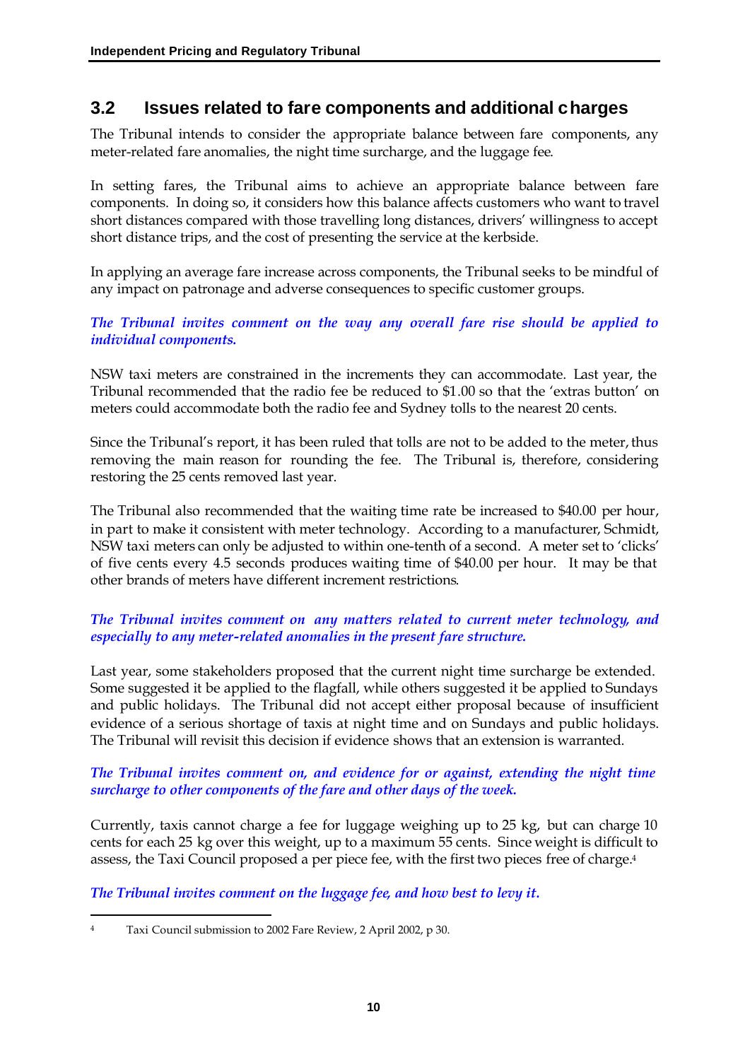## 3.2 Issues related to fare components and additional charges

The Tribunal intends to consider the appropriate balance between fare components, any meter-related fare anomalies, the night time surcharge, and the luggage fee.

In setting fares, the Tribunal aims to achieve an appropriate balance between fare components. In doing so, it considers how this balance affects customers who want to travel short distances compared with those travelling long distances, drivers' willingness to accept short distance trips, and the cost of presenting the service at the kerbside.

In applying an average fare increase across components, the Tribunal seeks to be mindful of any impact on patronage and adverse consequences to specific customer groups.

*The Tribunal invites comment on the way any overall fare rise should be applied to individual components.*

NSW taxi meters are constrained in the increments they can accommodate. Last year, the Tribunal recommended that the radio fee be reduced to $1.00 so that the 'extras button' on meters could accommodate both the radio fee and Sydney tolls to the nearest 20 cents.

Since the Tribunal's report, it has been ruled that tolls are not to be added to the meter, thus removing the main reason for rounding the fee. The Tribunal is, therefore, considering restoring the 25 cents removed last year.

The Tribunal also recommended that the waiting time rate be increased to $40.00 per hour, in part to make it consistent with meter technology. According to a manufacturer, Schmidt, NSW taxi meters can only be adjusted to within one-tenth of a second. A meter set to 'clicks' of five cents every 4.5 seconds produces waiting time of $40.00 per hour. It may be that other brands of meters have different increment restrictions.

*The Tribunal invites comment on any matters related to current meter technology, and especially to any meter-related anomalies in the present fare structure.*

Last year, some stakeholders proposed that the current night time surcharge be extended. Some suggested it be applied to the flagfall, while others suggested it be applied to Sundays and public holidays. The Tribunal did not accept either proposal because of insufficient evidence of a serious shortage of taxis at night time and on Sundays and public holidays. The Tribunal will revisit this decision if evidence shows that an extension is warranted.

*The Tribunal invites comment on, and evidence for or against, extending the night time surcharge to other components of the fare and other days of the week.*

Currently, taxis cannot charge a fee for luggage weighing up to 25 kg, but can charge 10 cents for each 25 kg over this weight, up to a maximum 55 cents. Since weight is difficult to assess, the Taxi Council proposed a per piece fee, with the first two pieces free of charge.[4]

*The Tribunal invites comment on the luggage fee, and how best to levy it.*

---

[4] Taxi Council submission to 2002 Fare Review, 2 April 2002, p 30.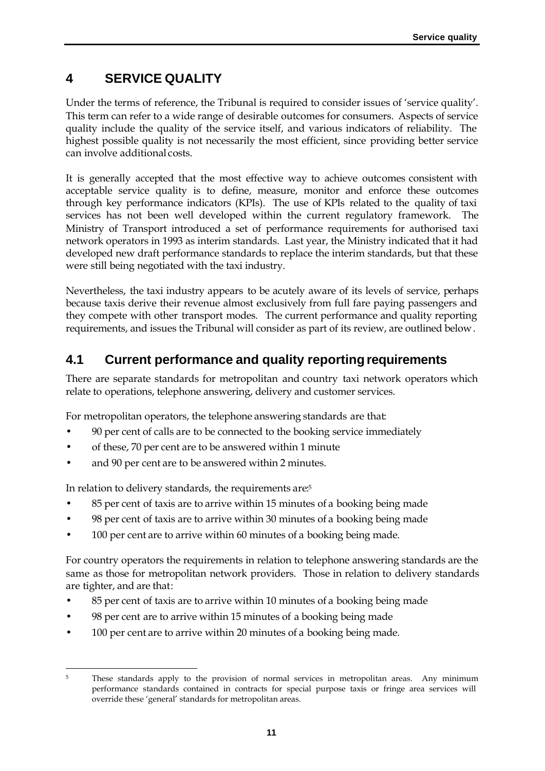# 4 SERVICE QUALITY

Under the terms of reference, the Tribunal is required to consider issues of 'service quality'. This term can refer to a wide range of desirable outcomes for consumers. Aspects of service quality include the quality of the service itself, and various indicators of reliability. The highest possible quality is not necessarily the most efficient, since providing better service can involve additional costs.

It is generally accepted that the most effective way to achieve outcomes consistent with acceptable service quality is to define, measure, monitor and enforce these outcomes through key performance indicators (KPIs). The use of KPIs related to the quality of taxi services has not been well developed within the current regulatory framework. The Ministry of Transport introduced a set of performance requirements for authorised taxi network operators in 1993 as interim standards. Last year, the Ministry indicated that it had developed new draft performance standards to replace the interim standards, but that these were still being negotiated with the taxi industry.

Nevertheless, the taxi industry appears to be acutely aware of its levels of service, perhaps because taxis derive their revenue almost exclusively from full fare paying passengers and they compete with other transport modes. The current performance and quality reporting requirements, and issues the Tribunal will consider as part of its review, are outlined below.

## 4.1 Current performance and quality reporting requirements

There are separate standards for metropolitan and country taxi network operators which relate to operations, telephone answering, delivery and customer services.

For metropolitan operators, the telephone answering standards are that:

- 90 per cent of calls are to be connected to the booking service immediately
- of these, 70 per cent are to be answered within 1 minute
- and 90 per cent are to be answered within 2 minutes.

In relation to delivery standards, the requirements are:[5]

- 85 per cent of taxis are to arrive within 15 minutes of a booking being made
- 98 per cent of taxis are to arrive within 30 minutes of a booking being made
- 100 per cent are to arrive within 60 minutes of a booking being made.

For country operators the requirements in relation to telephone answering standards are the same as those for metropolitan network providers. Those in relation to delivery standards are tighter, and are that:

- 85 per cent of taxis are to arrive within 10 minutes of a booking being made
- 98 per cent are to arrive within 15 minutes of a booking being made
- 100 per cent are to arrive within 20 minutes of a booking being made.

---

[5] These standards apply to the provision of normal services in metropolitan areas. Any minimum performance standards contained in contracts for special purpose taxis or fringe area services will override these 'general' standards for metropolitan areas.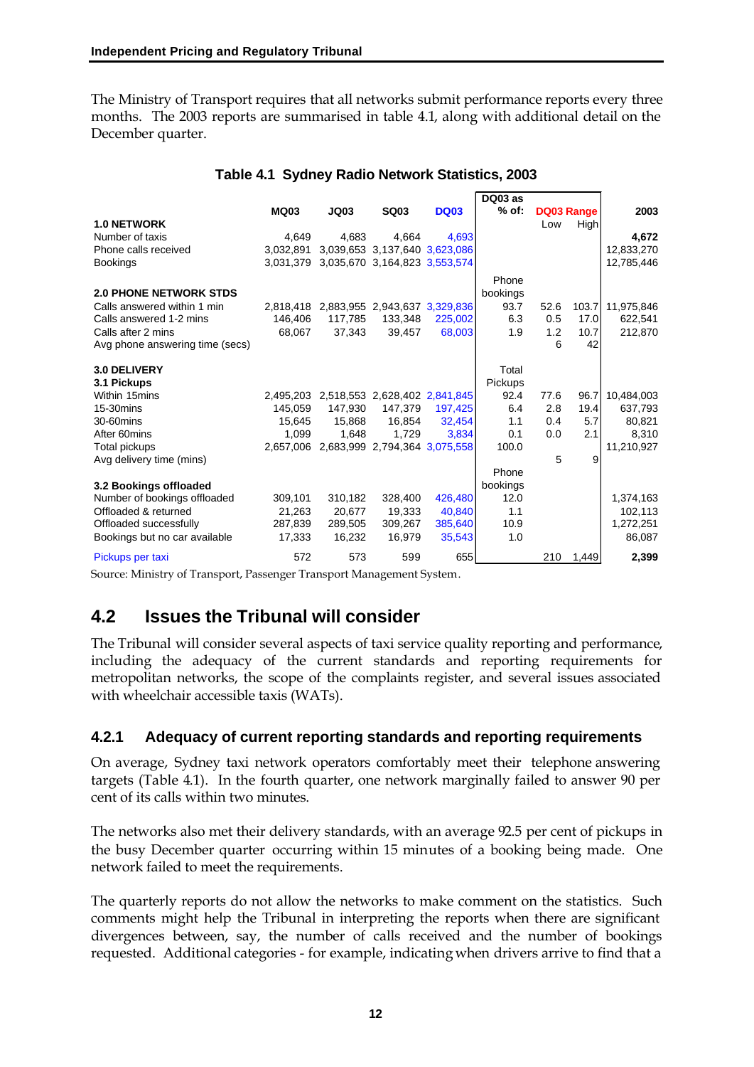The Ministry of Transport requires that all networks submit performance reports every three months. The 2003 reports are summarised in table 4.1, along with additional detail on the December quarter.

**Table 4.1 Sydney Radio Network Statistics, 2003**

| | MQ03 | JQ03 | SQ03 | DQ03 | DQ03 as % of: | DQ03 Range Low | DQ03 Range High | 2003 |
|---|---|---|---|---|---|---|---|---|
| **1.0 NETWORK** | | | | | | | | |
| Number of taxis | 4,649 | 4,683 | 4,664 | 4,693 | | | | **4,672** |
| Phone calls received | 3,032,891 | 3,039,653 | 3,137,640 | 3,623,086 | | | | 12,833,270 |
| Bookings | 3,031,379 | 3,035,670 | 3,164,823 | 3,553,574 | | | | 12,785,446 |
| **2.0 PHONE NETWORK STDS** | | | | | Phone bookings | | | |
| Calls answered within 1 min | 2,818,418 | 2,883,955 | 2,943,637 | 3,329,836 | 93.7 | 52.6 | 103.7 | 11,975,846 |
| Calls answered 1-2 mins | 146,406 | 117,785 | 133,348 | 225,002 | 6.3 | 0.5 | 17.0 | 622,541 |
| Calls after 2 mins | 68,067 | 37,343 | 39,457 | 68,003 | 1.9 | 1.2 | 10.7 | 212,870 |
| Avg phone answering time (secs) | | | | | | 6 | 42 | |
| **3.0 DELIVERY** | | | | | Total Pickups | | | |
| **3.1 Pickups** | | | | | | | | |
| Within 15mins | 2,495,203 | 2,518,553 | 2,628,402 | 2,841,845 | 92.4 | 77.6 | 96.7 | 10,484,003 |
| 15-30mins | 145,059 | 147,930 | 147,379 | 197,425 | 6.4 | 2.8 | 19.4 | 637,793 |
| 30-60mins | 15,645 | 15,868 | 16,854 | 32,454 | 1.1 | 0.4 | 5.7 | 80,821 |
| After 60mins | 1,099 | 1,648 | 1,729 | 3,834 | 0.1 | 0.0 | 2.1 | 8,310 |
| Total pickups | 2,657,006 | 2,683,999 | 2,794,364 | 3,075,558 | 100.0 | | | 11,210,927 |
| Avg delivery time (mins) | | | | | | 5 | 9 | |
| **3.2 Bookings offloaded** | | | | | Phone bookings | | | |
| Number of bookings offloaded | 309,101 | 310,182 | 328,400 | 426,480 | 12.0 | | | 1,374,163 |
| Offloaded & returned | 21,263 | 20,677 | 19,333 | 40,840 | 1.1 | | | 102,113 |
| Offloaded successfully | 287,839 | 289,505 | 309,267 | 385,640 | 10.9 | | | 1,272,251 |
| Bookings but no car available | 17,333 | 16,232 | 16,979 | 35,543 | 1.0 | | | 86,087 |
| Pickups per taxi | 572 | 573 | 599 | 655 | | 210 | 1,449 | **2,399** |

Source: Ministry of Transport, Passenger Transport Management System.

## 4.2 Issues the Tribunal will consider

The Tribunal will consider several aspects of taxi service quality reporting and performance, including the adequacy of the current standards and reporting requirements for metropolitan networks, the scope of the complaints register, and several issues associated with wheelchair accessible taxis (WATs).

### 4.2.1 Adequacy of current reporting standards and reporting requirements

On average, Sydney taxi network operators comfortably meet their telephone answering targets (Table 4.1). In the fourth quarter, one network marginally failed to answer 90 per cent of its calls within two minutes.

The networks also met their delivery standards, with an average 92.5 per cent of pickups in the busy December quarter occurring within 15 minutes of a booking being made. One network failed to meet the requirements.

The quarterly reports do not allow the networks to make comment on the statistics. Such comments might help the Tribunal in interpreting the reports when there are significant divergences between, say, the number of calls received and the number of bookings requested. Additional categories - for example, indicating when drivers arrive to find that a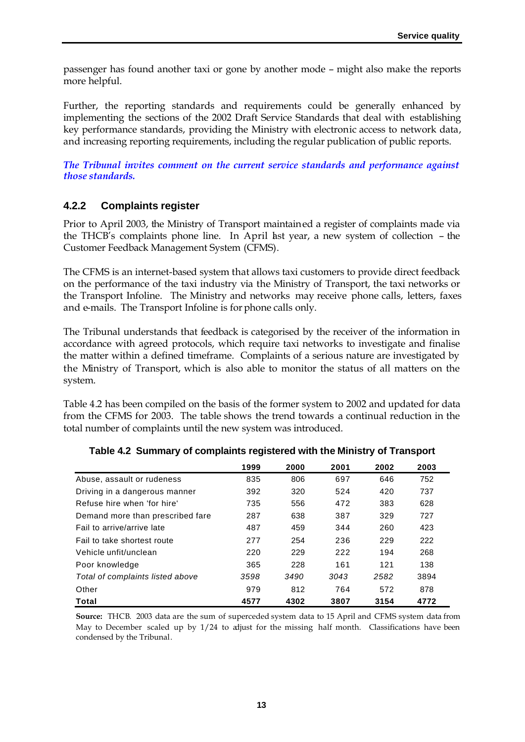passenger has found another taxi or gone by another mode – might also make the reports more helpful.

Further, the reporting standards and requirements could be generally enhanced by implementing the sections of the 2002 Draft Service Standards that deal with establishing key performance standards, providing the Ministry with electronic access to network data, and increasing reporting requirements, including the regular publication of public reports.

***The Tribunal invites comment on the current service standards and performance against those standards.***

### 4.2.2 Complaints register

Prior to April 2003, the Ministry of Transport maintained a register of complaints made via the THCB's complaints phone line. In April last year, a new system of collection – the Customer Feedback Management System (CFMS).

The CFMS is an internet-based system that allows taxi customers to provide direct feedback on the performance of the taxi industry via the Ministry of Transport, the taxi networks or the Transport Infoline. The Ministry and networks may receive phone calls, letters, faxes and e-mails. The Transport Infoline is for phone calls only.

The Tribunal understands that feedback is categorised by the receiver of the information in accordance with agreed protocols, which require taxi networks to investigate and finalise the matter within a defined timeframe. Complaints of a serious nature are investigated by the Ministry of Transport, which is also able to monitor the status of all matters on the system.

Table 4.2 has been compiled on the basis of the former system to 2002 and updated for data from the CFMS for 2003. The table shows the trend towards a continual reduction in the total number of complaints until the new system was introduced.

**Table 4.2 Summary of complaints registered with the Ministry of Transport**

| | 1999 | 2000 | 2001 | 2002 | 2003 |
|---|---|---|---|---|---|
| Abuse, assault or rudeness | 835 | 806 | 697 | 646 | 752 |
| Driving in a dangerous manner | 392 | 320 | 524 | 420 | 737 |
| Refuse hire when 'for hire' | 735 | 556 | 472 | 383 | 628 |
| Demand more than prescribed fare | 287 | 638 | 387 | 329 | 727 |
| Fail to arrive/arrive late | 487 | 459 | 344 | 260 | 423 |
| Fail to take shortest route | 277 | 254 | 236 | 229 | 222 |
| Vehicle unfit/unclean | 220 | 229 | 222 | 194 | 268 |
| Poor knowledge | 365 | 228 | 161 | 121 | 138 |
| *Total of complaints listed above* | *3598* | *3490* | *3043* | *2582* | 3894 |
| Other | 979 | 812 | 764 | 572 | 878 |
| **Total** | **4577** | **4302** | **3807** | **3154** | **4772** |

**Source:** THCB. 2003 data are the sum of superceded system data to 15 April and CFMS system data from May to December scaled up by 1/24 to adjust for the missing half month. Classifications have been condensed by the Tribunal.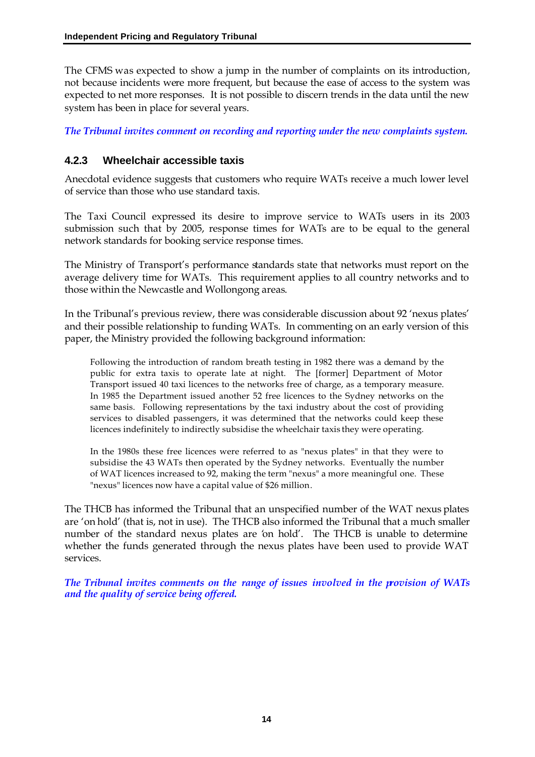The CFMS was expected to show a jump in the number of complaints on its introduction, not because incidents were more frequent, but because the ease of access to the system was expected to net more responses. It is not possible to discern trends in the data until the new system has been in place for several years.

*The Tribunal invites comment on recording and reporting under the new complaints system.*

### 4.2.3 Wheelchair accessible taxis

Anecdotal evidence suggests that customers who require WATs receive a much lower level of service than those who use standard taxis.

The Taxi Council expressed its desire to improve service to WATs users in its 2003 submission such that by 2005, response times for WATs are to be equal to the general network standards for booking service response times.

The Ministry of Transport's performance standards state that networks must report on the average delivery time for WATs. This requirement applies to all country networks and to those within the Newcastle and Wollongong areas.

In the Tribunal's previous review, there was considerable discussion about 92 'nexus plates' and their possible relationship to funding WATs. In commenting on an early version of this paper, the Ministry provided the following background information:

> Following the introduction of random breath testing in 1982 there was a demand by the public for extra taxis to operate late at night. The [former] Department of Motor Transport issued 40 taxi licences to the networks free of charge, as a temporary measure. In 1985 the Department issued another 52 free licences to the Sydney networks on the same basis. Following representations by the taxi industry about the cost of providing services to disabled passengers, it was determined that the networks could keep these licences indefinitely to indirectly subsidise the wheelchair taxis they were operating.
>
> In the 1980s these free licences were referred to as "nexus plates" in that they were to subsidise the 43 WATs then operated by the Sydney networks. Eventually the number of WAT licences increased to 92, making the term "nexus" a more meaningful one. These "nexus" licences now have a capital value of $26 million.

The THCB has informed the Tribunal that an unspecified number of the WAT nexus plates are 'on hold' (that is, not in use). The THCB also informed the Tribunal that a much smaller number of the standard nexus plates are 'on hold'. The THCB is unable to determine whether the funds generated through the nexus plates have been used to provide WAT services.

*The Tribunal invites comments on the range of issues involved in the provision of WATs and the quality of service being offered.*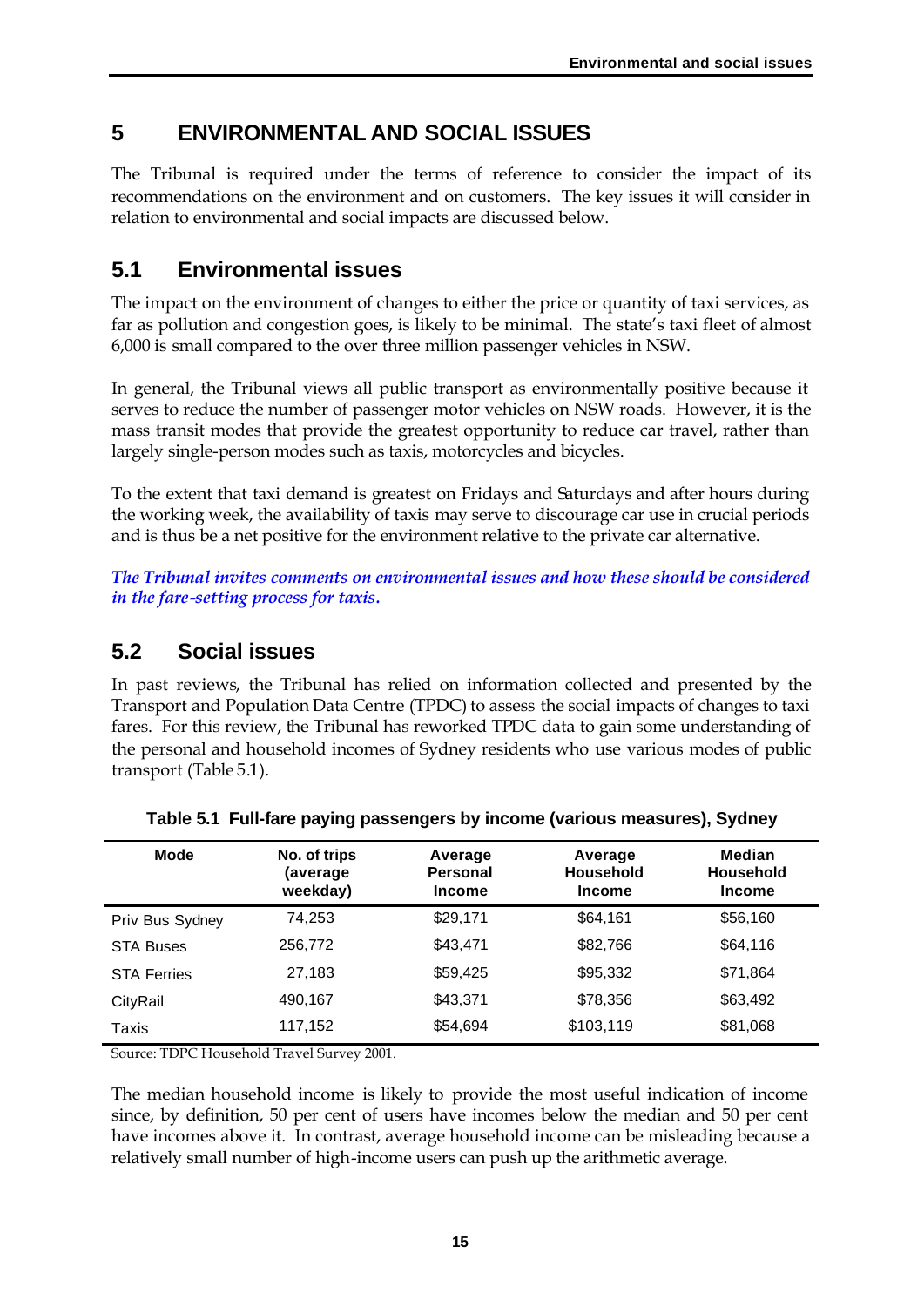# 5 ENVIRONMENTAL AND SOCIAL ISSUES

The Tribunal is required under the terms of reference to consider the impact of its recommendations on the environment and on customers. The key issues it will consider in relation to environmental and social impacts are discussed below.

## 5.1 Environmental issues

The impact on the environment of changes to either the price or quantity of taxi services, as far as pollution and congestion goes, is likely to be minimal. The state's taxi fleet of almost 6,000 is small compared to the over three million passenger vehicles in NSW.

In general, the Tribunal views all public transport as environmentally positive because it serves to reduce the number of passenger motor vehicles on NSW roads. However, it is the mass transit modes that provide the greatest opportunity to reduce car travel, rather than largely single-person modes such as taxis, motorcycles and bicycles.

To the extent that taxi demand is greatest on Fridays and Saturdays and after hours during the working week, the availability of taxis may serve to discourage car use in crucial periods and is thus be a net positive for the environment relative to the private car alternative.

***The Tribunal invites comments on environmental issues and how these should be considered in the fare-setting process for taxis.***

## 5.2 Social issues

In past reviews, the Tribunal has relied on information collected and presented by the Transport and Population Data Centre (TPDC) to assess the social impacts of changes to taxi fares. For this review, the Tribunal has reworked TPDC data to gain some understanding of the personal and household incomes of Sydney residents who use various modes of public transport (Table 5.1).

**Table 5.1 Full-fare paying passengers by income (various measures), Sydney**

| Mode | No. of trips (average weekday) | Average Personal Income | Average Household Income | Median Household Income |
|---|---|---|---|---|
| Priv Bus Sydney | 74,253 | \$29,171 | \$64,161 | \$56,160 |
| STA Buses | 256,772 | \$43,471 | \$82,766 | \$64,116 |
| STA Ferries | 27,183 | \$59,425 | \$95,332 | \$71,864 |
| CityRail | 490,167 | \$43,371 | \$78,356 | \$63,492 |
| Taxis | 117,152 | \$54,694 | \$103,119 | \$81,068 |

Source: TDPC Household Travel Survey 2001.

The median household income is likely to provide the most useful indication of income since, by definition, 50 per cent of users have incomes below the median and 50 per cent have incomes above it. In contrast, average household income can be misleading because a relatively small number of high-income users can push up the arithmetic average.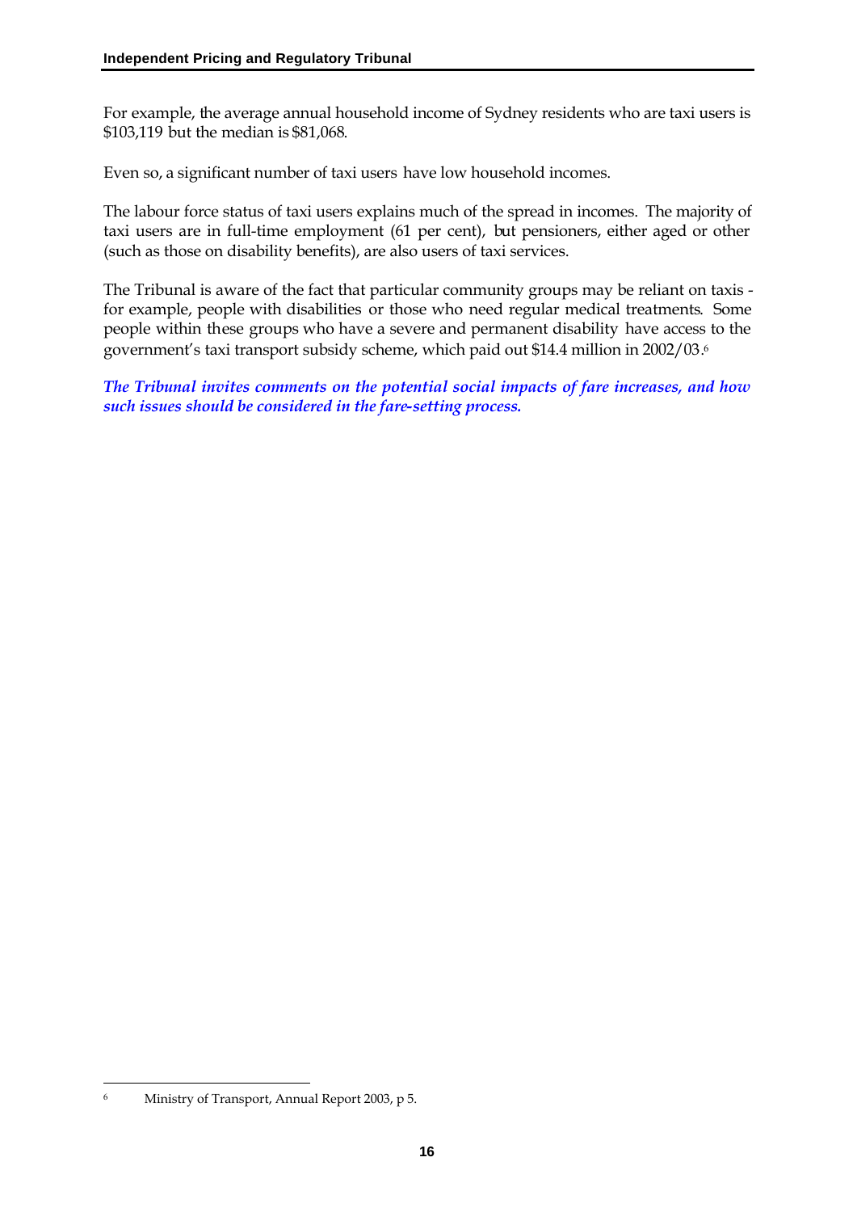For example, the average annual household income of Sydney residents who are taxi users is $103,119 but the median is $81,068.

Even so, a significant number of taxi users have low household incomes.

The labour force status of taxi users explains much of the spread in incomes. The majority of taxi users are in full-time employment (61 per cent), but pensioners, either aged or other (such as those on disability benefits), are also users of taxi services.

The Tribunal is aware of the fact that particular community groups may be reliant on taxis - for example, people with disabilities or those who need regular medical treatments. Some people within these groups who have a severe and permanent disability have access to the government's taxi transport subsidy scheme, which paid out $14.4 million in 2002/03.[6]

***The Tribunal invites comments on the potential social impacts of fare increases, and how such issues should be considered in the fare-setting process.***

---

[6] Ministry of Transport, Annual Report 2003, p 5.